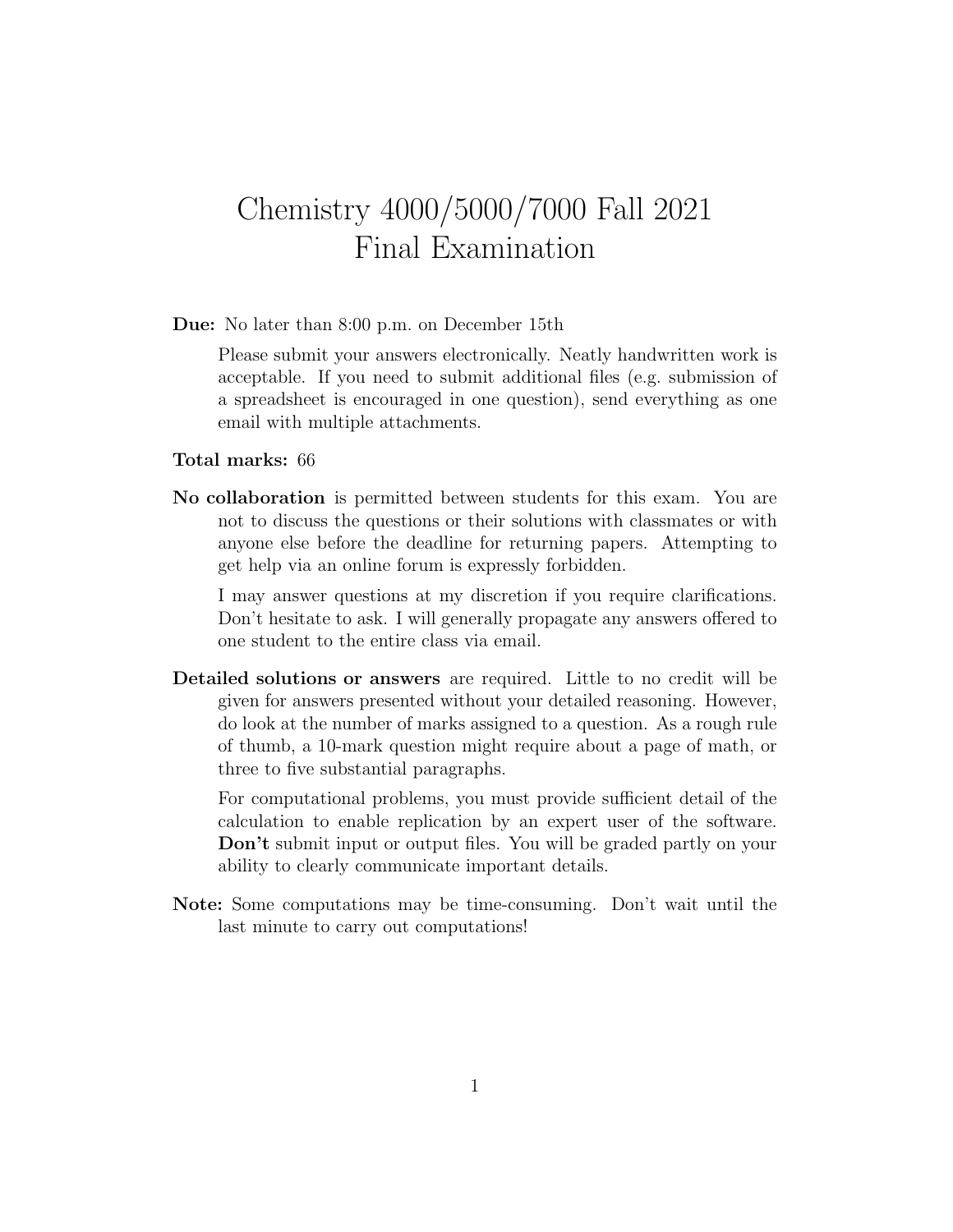# Chemistry 4000/5000/7000 Fall 2021
# Final Examination

**Due:** No later than 8:00 p.m. on December 15th

Please submit your answers electronically. Neatly handwritten work is acceptable. If you need to submit additional files (e.g. submission of a spreadsheet is encouraged in one question), send everything as one email with multiple attachments.

**Total marks:** 66

**No collaboration** is permitted between students for this exam. You are not to discuss the questions or their solutions with classmates or with anyone else before the deadline for returning papers. Attempting to get help via an online forum is expressly forbidden.

I may answer questions at my discretion if you require clarifications. Don't hesitate to ask. I will generally propagate any answers offered to one student to the entire class via email.

**Detailed solutions or answers** are required. Little to no credit will be given for answers presented without your detailed reasoning. However, do look at the number of marks assigned to a question. As a rough rule of thumb, a 10-mark question might require about a page of math, or three to five substantial paragraphs.

For computational problems, you must provide sufficient detail of the calculation to enable replication by an expert user of the software. **Don't** submit input or output files. You will be graded partly on your ability to clearly communicate important details.

**Note:** Some computations may be time-consuming. Don't wait until the last minute to carry out computations!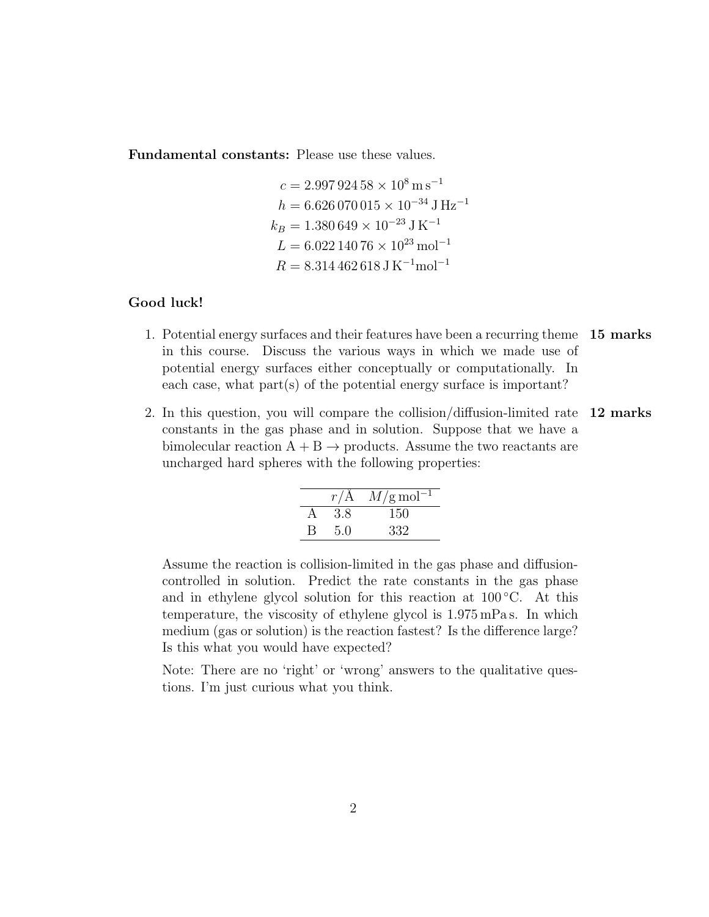**Fundamental constants:** Please use these values.

$$c = 2.997\,924\,58 \times 10^{8}\,\mathrm{m\,s^{-1}}$$
$$h = 6.626\,070\,015 \times 10^{-34}\,\mathrm{J\,Hz^{-1}}$$
$$k_B = 1.380\,649 \times 10^{-23}\,\mathrm{J\,K^{-1}}$$
$$L = 6.022\,140\,76 \times 10^{23}\,\mathrm{mol^{-1}}$$
$$R = 8.314\,462\,618\,\mathrm{J\,K^{-1}mol^{-1}}$$

**Good luck!**

1. Potential energy surfaces and their features have been a recurring theme in this course. Discuss the various ways in which we made use of potential energy surfaces either conceptually or computationally. In each case, what part(s) of the potential energy surface is important? **15 marks**

2. In this question, you will compare the collision/diffusion-limited rate constants in the gas phase and in solution. Suppose that we have a bimolecular reaction $\mathrm{A} + \mathrm{B} \rightarrow$ products. Assume the two reactants are uncharged hard spheres with the following properties: **12 marks**

   | | $r/\mathrm{Å}$ | $M/\mathrm{g\,mol^{-1}}$ |
   |---|---|---|
   | A | 3.8 | 150 |
   | B | 5.0 | 332 |

   Assume the reaction is collision-limited in the gas phase and diffusion-controlled in solution. Predict the rate constants in the gas phase and in ethylene glycol solution for this reaction at 100 °C. At this temperature, the viscosity of ethylene glycol is 1.975 mPa s. In which medium (gas or solution) is the reaction fastest? Is the difference large? Is this what you would have expected?

   Note: There are no 'right' or 'wrong' answers to the qualitative questions. I'm just curious what you think.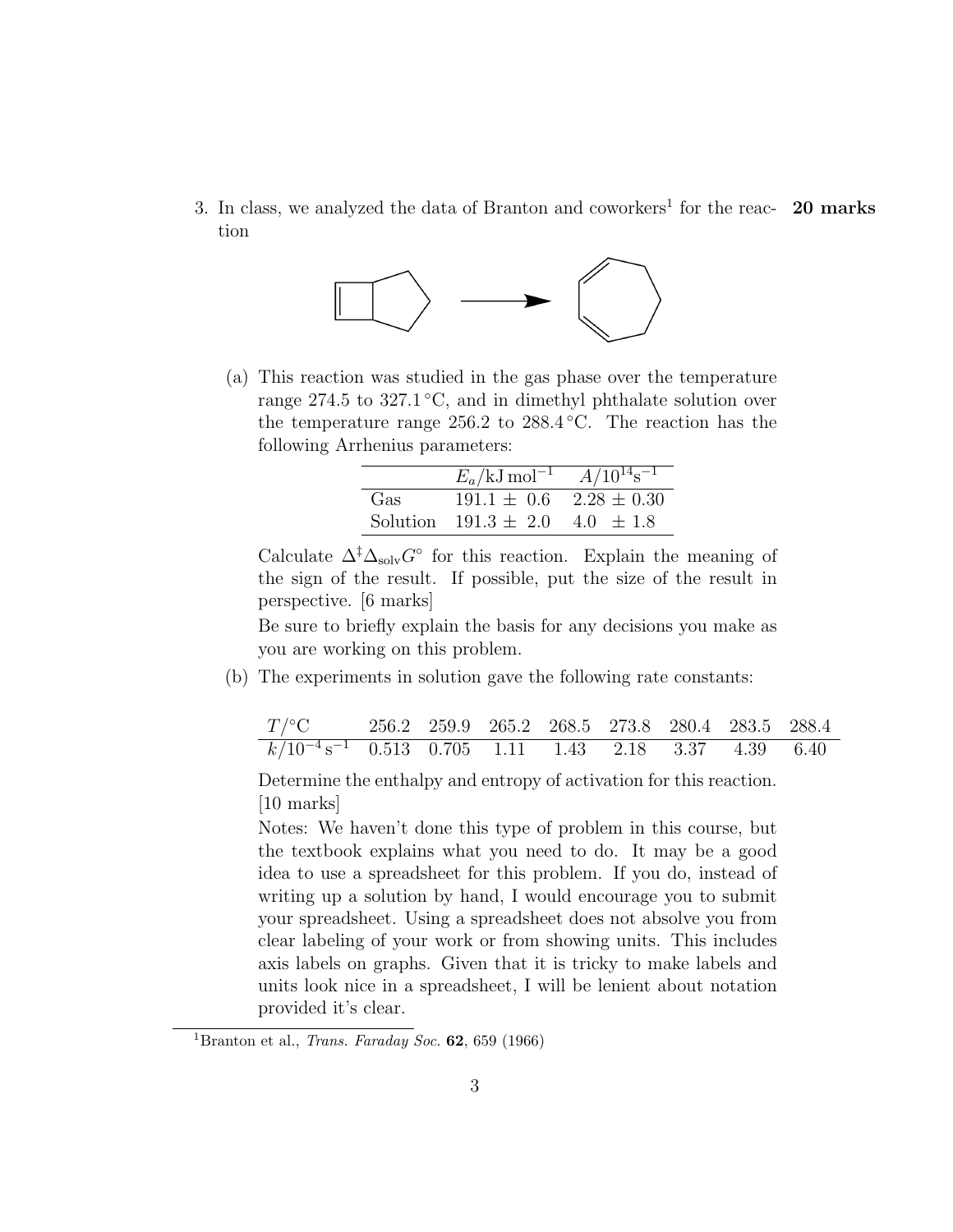3. In class, we analyzed the data of Branton and coworkers[1] for the reaction **20 marks**

(a) This reaction was studied in the gas phase over the temperature range 274.5 to 327.1 °C, and in dimethyl phthalate solution over the temperature range 256.2 to 288.4 °C. The reaction has the following Arrhenius parameters:

| | $E_a$/kJ mol$^{-1}$ | $A/10^{14}$s$^{-1}$ |
|---|---|---|
| Gas | 191.1 ± 0.6 | 2.28 ± 0.30 |
| Solution | 191.3 ± 2.0 | 4.0 ± 1.8 |

Calculate $\Delta^{\ddagger}\Delta_{\mathrm{solv}}G^{\circ}$ for this reaction. Explain the meaning of the sign of the result. If possible, put the size of the result in perspective. [6 marks]

Be sure to briefly explain the basis for any decisions you make as you are working on this problem.

(b) The experiments in solution gave the following rate constants:

| $T$/°C | 256.2 | 259.9 | 265.2 | 268.5 | 273.8 | 280.4 | 283.5 | 288.4 |
|---|---|---|---|---|---|---|---|---|
| $k/10^{-4}$ s$^{-1}$ | 0.513 | 0.705 | 1.11 | 1.43 | 2.18 | 3.37 | 4.39 | 6.40 |

Determine the enthalpy and entropy of activation for this reaction. [10 marks]

Notes: We haven't done this type of problem in this course, but the textbook explains what you need to do. It may be a good idea to use a spreadsheet for this problem. If you do, instead of writing up a solution by hand, I would encourage you to submit your spreadsheet. Using a spreadsheet does not absolve you from clear labeling of your work or from showing units. This includes axis labels on graphs. Given that it is tricky to make labels and units look nice in a spreadsheet, I will be lenient about notation provided it's clear.

[1] Branton et al., *Trans. Faraday Soc.* **62**, 659 (1966)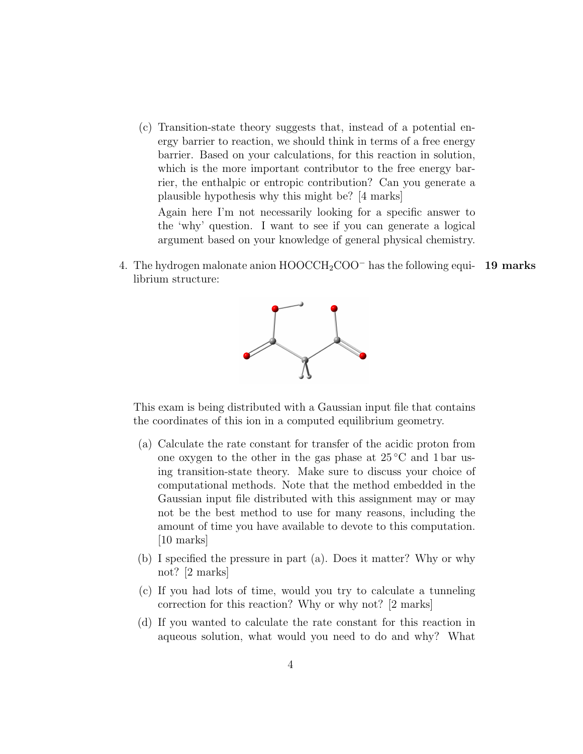(c) Transition-state theory suggests that, instead of a potential energy barrier to reaction, we should think in terms of a free energy barrier. Based on your calculations, for this reaction in solution, which is the more important contributor to the free energy barrier, the enthalpic or entropic contribution? Can you generate a plausible hypothesis why this might be? [4 marks]

Again here I'm not necessarily looking for a specific answer to the 'why' question. I want to see if you can generate a logical argument based on your knowledge of general physical chemistry.

4. The hydrogen malonate anion $HOOCCH_2COO^-$ has the following equilibrium structure: **19 marks**

This exam is being distributed with a Gaussian input file that contains the coordinates of this ion in a computed equilibrium geometry.

(a) Calculate the rate constant for transfer of the acidic proton from one oxygen to the other in the gas phase at 25 °C and 1 bar using transition-state theory. Make sure to discuss your choice of computational methods. Note that the method embedded in the Gaussian input file distributed with this assignment may or may not be the best method to use for many reasons, including the amount of time you have available to devote to this computation. [10 marks]

(b) I specified the pressure in part (a). Does it matter? Why or why not? [2 marks]

(c) If you had lots of time, would you try to calculate a tunneling correction for this reaction? Why or why not? [2 marks]

(d) If you wanted to calculate the rate constant for this reaction in aqueous solution, what would you need to do and why? What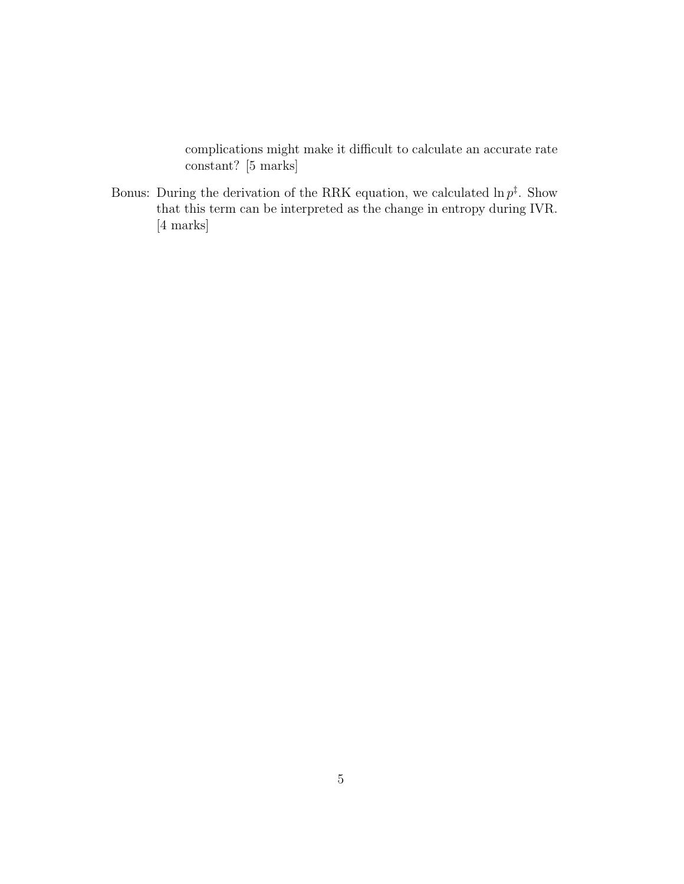complications might make it difficult to calculate an accurate rate constant? [5 marks]

Bonus: During the derivation of the RRK equation, we calculated $\ln p^{\ddagger}$. Show that this term can be interpreted as the change in entropy during IVR. [4 marks]